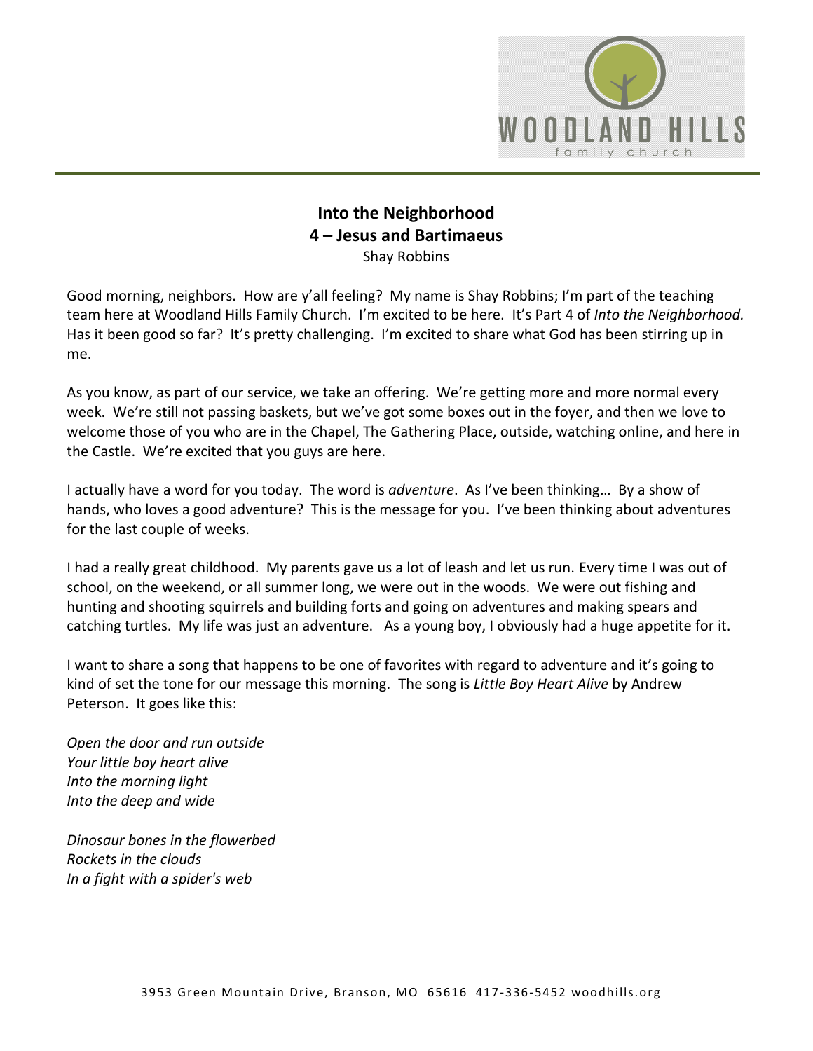# Into the Neighborhood

## 4 – Jesus and Bartimaeus

Shay Robbins

Good morning, neighbors. How are y'all feeling? My name is Shay Robbins; I'm part of the teaching team here at Woodland Hills Family Church. I'm excited to be here. It's Part 4 of *Into the Neighborhood.* Has it been good so far? It's pretty challenging. I'm excited to share what God has been stirring up in me.

As you know, as part of our service, we take an offering. We're getting more and more normal every week. We're still not passing baskets, but we've got some boxes out in the foyer, and then we love to welcome those of you who are in the Chapel, The Gathering Place, outside, watching online, and here in the Castle. We're excited that you guys are here.

I actually have a word for you today. The word is *adventure*. As I've been thinking… By a show of hands, who loves a good adventure? This is the message for you. I've been thinking about adventures for the last couple of weeks.

I had a really great childhood. My parents gave us a lot of leash and let us run. Every time I was out of school, on the weekend, or all summer long, we were out in the woods. We were out fishing and hunting and shooting squirrels and building forts and going on adventures and making spears and catching turtles. My life was just an adventure. As a young boy, I obviously had a huge appetite for it.

I want to share a song that happens to be one of favorites with regard to adventure and it's going to kind of set the tone for our message this morning. The song is *Little Boy Heart Alive* by Andrew Peterson. It goes like this:

*Open the door and run outside*
*Your little boy heart alive*
*Into the morning light*
*Into the deep and wide*

*Dinosaur bones in the flowerbed*
*Rockets in the clouds*
*In a fight with a spider's web*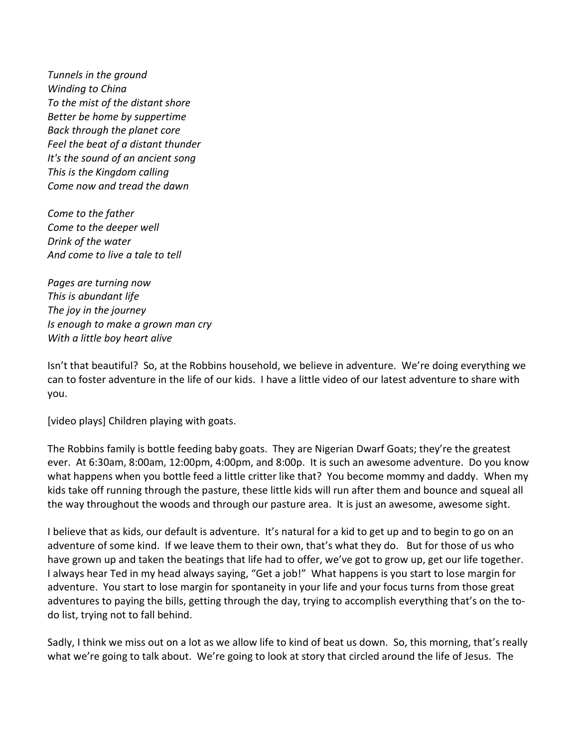*Tunnels in the ground*
*Winding to China*
*To the mist of the distant shore*
*Better be home by suppertime*
*Back through the planet core*
*Feel the beat of a distant thunder*
*It's the sound of an ancient song*
*This is the Kingdom calling*
*Come now and tread the dawn*

*Come to the father*
*Come to the deeper well*
*Drink of the water*
*And come to live a tale to tell*

*Pages are turning now*
*This is abundant life*
*The joy in the journey*
*Is enough to make a grown man cry*
*With a little boy heart alive*

Isn't that beautiful? So, at the Robbins household, we believe in adventure. We're doing everything we can to foster adventure in the life of our kids. I have a little video of our latest adventure to share with you.

[video plays] Children playing with goats.

The Robbins family is bottle feeding baby goats. They are Nigerian Dwarf Goats; they're the greatest ever. At 6:30am, 8:00am, 12:00pm, 4:00pm, and 8:00p. It is such an awesome adventure. Do you know what happens when you bottle feed a little critter like that? You become mommy and daddy. When my kids take off running through the pasture, these little kids will run after them and bounce and squeal all the way throughout the woods and through our pasture area. It is just an awesome, awesome sight.

I believe that as kids, our default is adventure. It's natural for a kid to get up and to begin to go on an adventure of some kind. If we leave them to their own, that's what they do. But for those of us who have grown up and taken the beatings that life had to offer, we've got to grow up, get our life together. I always hear Ted in my head always saying, "Get a job!" What happens is you start to lose margin for adventure. You start to lose margin for spontaneity in your life and your focus turns from those great adventures to paying the bills, getting through the day, trying to accomplish everything that's on the to-do list, trying not to fall behind.

Sadly, I think we miss out on a lot as we allow life to kind of beat us down. So, this morning, that's really what we're going to talk about. We're going to look at story that circled around the life of Jesus. The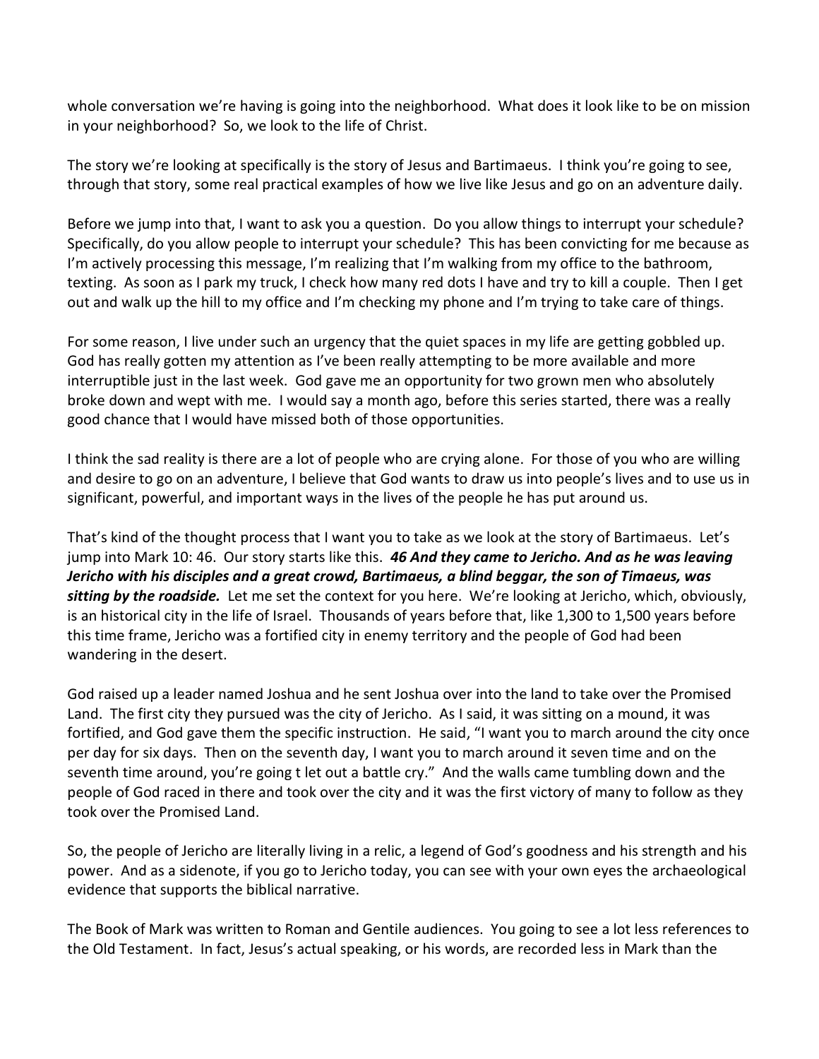whole conversation we're having is going into the neighborhood. What does it look like to be on mission in your neighborhood? So, we look to the life of Christ.

The story we're looking at specifically is the story of Jesus and Bartimaeus. I think you're going to see, through that story, some real practical examples of how we live like Jesus and go on an adventure daily.

Before we jump into that, I want to ask you a question. Do you allow things to interrupt your schedule? Specifically, do you allow people to interrupt your schedule? This has been convicting for me because as I'm actively processing this message, I'm realizing that I'm walking from my office to the bathroom, texting. As soon as I park my truck, I check how many red dots I have and try to kill a couple. Then I get out and walk up the hill to my office and I'm checking my phone and I'm trying to take care of things.

For some reason, I live under such an urgency that the quiet spaces in my life are getting gobbled up. God has really gotten my attention as I've been really attempting to be more available and more interruptible just in the last week. God gave me an opportunity for two grown men who absolutely broke down and wept with me. I would say a month ago, before this series started, there was a really good chance that I would have missed both of those opportunities.

I think the sad reality is there are a lot of people who are crying alone. For those of you who are willing and desire to go on an adventure, I believe that God wants to draw us into people's lives and to use us in significant, powerful, and important ways in the lives of the people he has put around us.

That's kind of the thought process that I want you to take as we look at the story of Bartimaeus. Let's jump into Mark 10: 46. Our story starts like this. ***46 And they came to Jericho. And as he was leaving Jericho with his disciples and a great crowd, Bartimaeus, a blind beggar, the son of Timaeus, was sitting by the roadside.*** Let me set the context for you here. We're looking at Jericho, which, obviously, is an historical city in the life of Israel. Thousands of years before that, like 1,300 to 1,500 years before this time frame, Jericho was a fortified city in enemy territory and the people of God had been wandering in the desert.

God raised up a leader named Joshua and he sent Joshua over into the land to take over the Promised Land. The first city they pursued was the city of Jericho. As I said, it was sitting on a mound, it was fortified, and God gave them the specific instruction. He said, "I want you to march around the city once per day for six days. Then on the seventh day, I want you to march around it seven time and on the seventh time around, you're going t let out a battle cry." And the walls came tumbling down and the people of God raced in there and took over the city and it was the first victory of many to follow as they took over the Promised Land.

So, the people of Jericho are literally living in a relic, a legend of God's goodness and his strength and his power. And as a sidenote, if you go to Jericho today, you can see with your own eyes the archaeological evidence that supports the biblical narrative.

The Book of Mark was written to Roman and Gentile audiences. You going to see a lot less references to the Old Testament. In fact, Jesus's actual speaking, or his words, are recorded less in Mark than the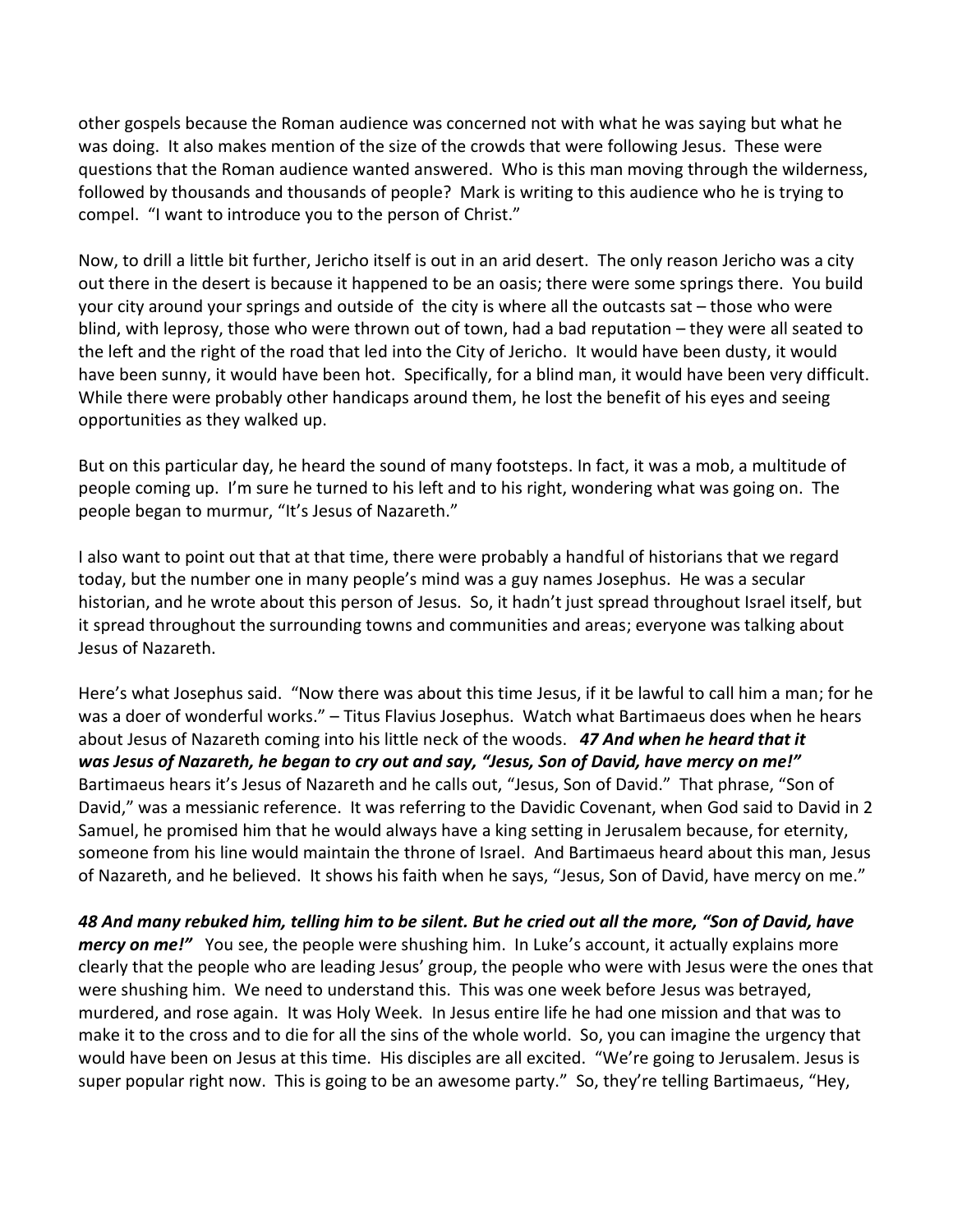other gospels because the Roman audience was concerned not with what he was saying but what he was doing. It also makes mention of the size of the crowds that were following Jesus. These were questions that the Roman audience wanted answered. Who is this man moving through the wilderness, followed by thousands and thousands of people? Mark is writing to this audience who he is trying to compel. "I want to introduce you to the person of Christ."

Now, to drill a little bit further, Jericho itself is out in an arid desert. The only reason Jericho was a city out there in the desert is because it happened to be an oasis; there were some springs there. You build your city around your springs and outside of the city is where all the outcasts sat – those who were blind, with leprosy, those who were thrown out of town, had a bad reputation – they were all seated to the left and the right of the road that led into the City of Jericho. It would have been dusty, it would have been sunny, it would have been hot. Specifically, for a blind man, it would have been very difficult. While there were probably other handicaps around them, he lost the benefit of his eyes and seeing opportunities as they walked up.

But on this particular day, he heard the sound of many footsteps. In fact, it was a mob, a multitude of people coming up. I'm sure he turned to his left and to his right, wondering what was going on. The people began to murmur, "It's Jesus of Nazareth."

I also want to point out that at that time, there were probably a handful of historians that we regard today, but the number one in many people's mind was a guy names Josephus. He was a secular historian, and he wrote about this person of Jesus. So, it hadn't just spread throughout Israel itself, but it spread throughout the surrounding towns and communities and areas; everyone was talking about Jesus of Nazareth.

Here's what Josephus said. "Now there was about this time Jesus, if it be lawful to call him a man; for he was a doer of wonderful works." – Titus Flavius Josephus. Watch what Bartimaeus does when he hears about Jesus of Nazareth coming into his little neck of the woods. ***47 And when he heard that it was Jesus of Nazareth, he began to cry out and say, "Jesus, Son of David, have mercy on me!"*** Bartimaeus hears it's Jesus of Nazareth and he calls out, "Jesus, Son of David." That phrase, "Son of David," was a messianic reference. It was referring to the Davidic Covenant, when God said to David in 2 Samuel, he promised him that he would always have a king setting in Jerusalem because, for eternity, someone from his line would maintain the throne of Israel. And Bartimaeus heard about this man, Jesus of Nazareth, and he believed. It shows his faith when he says, "Jesus, Son of David, have mercy on me."

***48 And many rebuked him, telling him to be silent. But he cried out all the more, "Son of David, have mercy on me!"*** You see, the people were shushing him. In Luke's account, it actually explains more clearly that the people who are leading Jesus' group, the people who were with Jesus were the ones that were shushing him. We need to understand this. This was one week before Jesus was betrayed, murdered, and rose again. It was Holy Week. In Jesus entire life he had one mission and that was to make it to the cross and to die for all the sins of the whole world. So, you can imagine the urgency that would have been on Jesus at this time. His disciples are all excited. "We're going to Jerusalem. Jesus is super popular right now. This is going to be an awesome party." So, they're telling Bartimaeus, "Hey,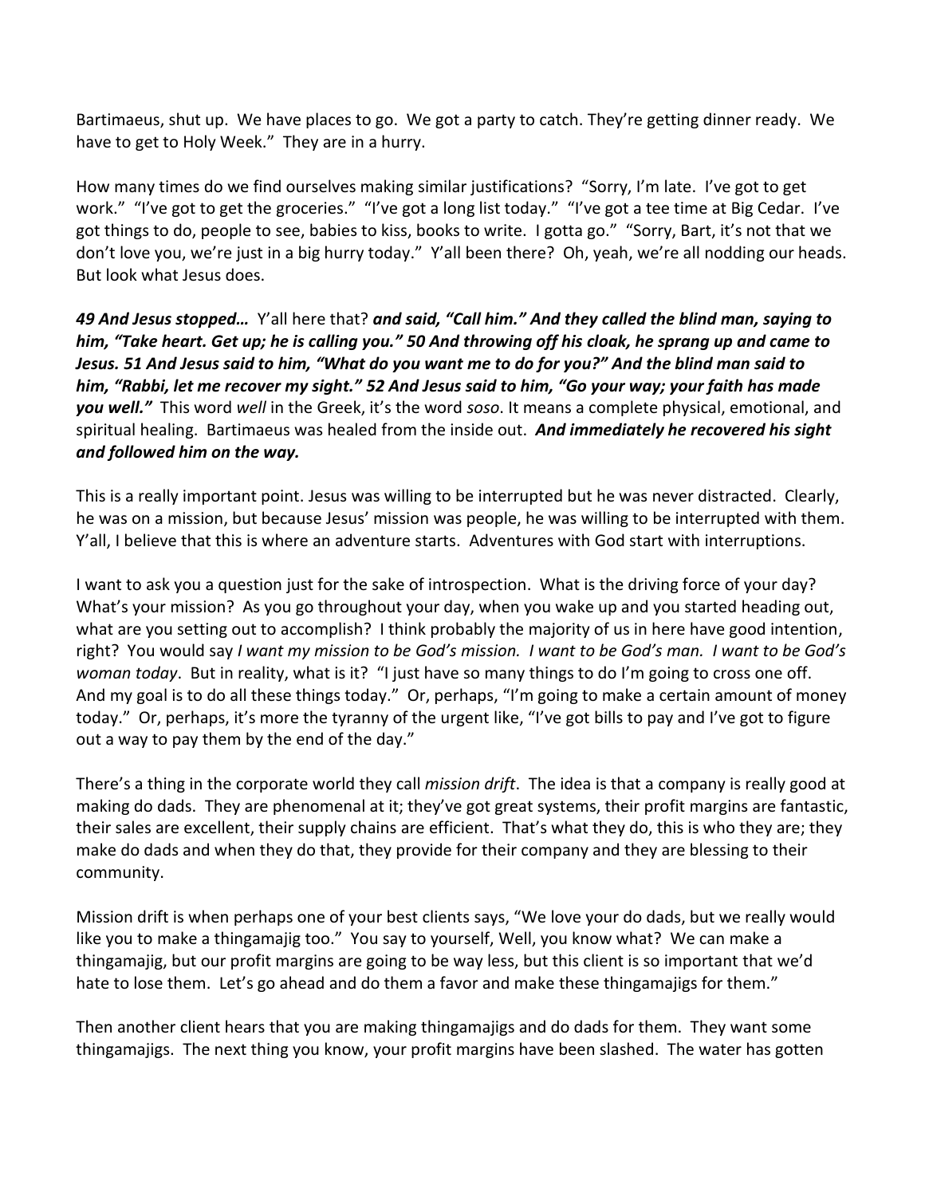Bartimaeus, shut up. We have places to go. We got a party to catch. They're getting dinner ready. We have to get to Holy Week." They are in a hurry.

How many times do we find ourselves making similar justifications? "Sorry, I'm late. I've got to get work." "I've got to get the groceries." "I've got a long list today." "I've got a tee time at Big Cedar. I've got things to do, people to see, babies to kiss, books to write. I gotta go." "Sorry, Bart, it's not that we don't love you, we're just in a big hurry today." Y'all been there? Oh, yeah, we're all nodding our heads. But look what Jesus does.

***49 And Jesus stopped…*** Y'all here that? ***and said, "Call him." And they called the blind man, saying to him, "Take heart. Get up; he is calling you." 50 And throwing off his cloak, he sprang up and came to Jesus. 51 And Jesus said to him, "What do you want me to do for you?" And the blind man said to him, "Rabbi, let me recover my sight." 52 And Jesus said to him, "Go your way; your faith has made you well."*** This word *well* in the Greek, it's the word *soso*. It means a complete physical, emotional, and spiritual healing. Bartimaeus was healed from the inside out. ***And immediately he recovered his sight and followed him on the way.***

This is a really important point. Jesus was willing to be interrupted but he was never distracted. Clearly, he was on a mission, but because Jesus' mission was people, he was willing to be interrupted with them. Y'all, I believe that this is where an adventure starts. Adventures with God start with interruptions.

I want to ask you a question just for the sake of introspection. What is the driving force of your day? What's your mission? As you go throughout your day, when you wake up and you started heading out, what are you setting out to accomplish? I think probably the majority of us in here have good intention, right? You would say *I want my mission to be God's mission. I want to be God's man. I want to be God's woman today*. But in reality, what is it? "I just have so many things to do I'm going to cross one off. And my goal is to do all these things today." Or, perhaps, "I'm going to make a certain amount of money today." Or, perhaps, it's more the tyranny of the urgent like, "I've got bills to pay and I've got to figure out a way to pay them by the end of the day."

There's a thing in the corporate world they call *mission drift*. The idea is that a company is really good at making do dads. They are phenomenal at it; they've got great systems, their profit margins are fantastic, their sales are excellent, their supply chains are efficient. That's what they do, this is who they are; they make do dads and when they do that, they provide for their company and they are blessing to their community.

Mission drift is when perhaps one of your best clients says, "We love your do dads, but we really would like you to make a thingamajig too." You say to yourself, Well, you know what? We can make a thingamajig, but our profit margins are going to be way less, but this client is so important that we'd hate to lose them. Let's go ahead and do them a favor and make these thingamajigs for them."

Then another client hears that you are making thingamajigs and do dads for them. They want some thingamajigs. The next thing you know, your profit margins have been slashed. The water has gotten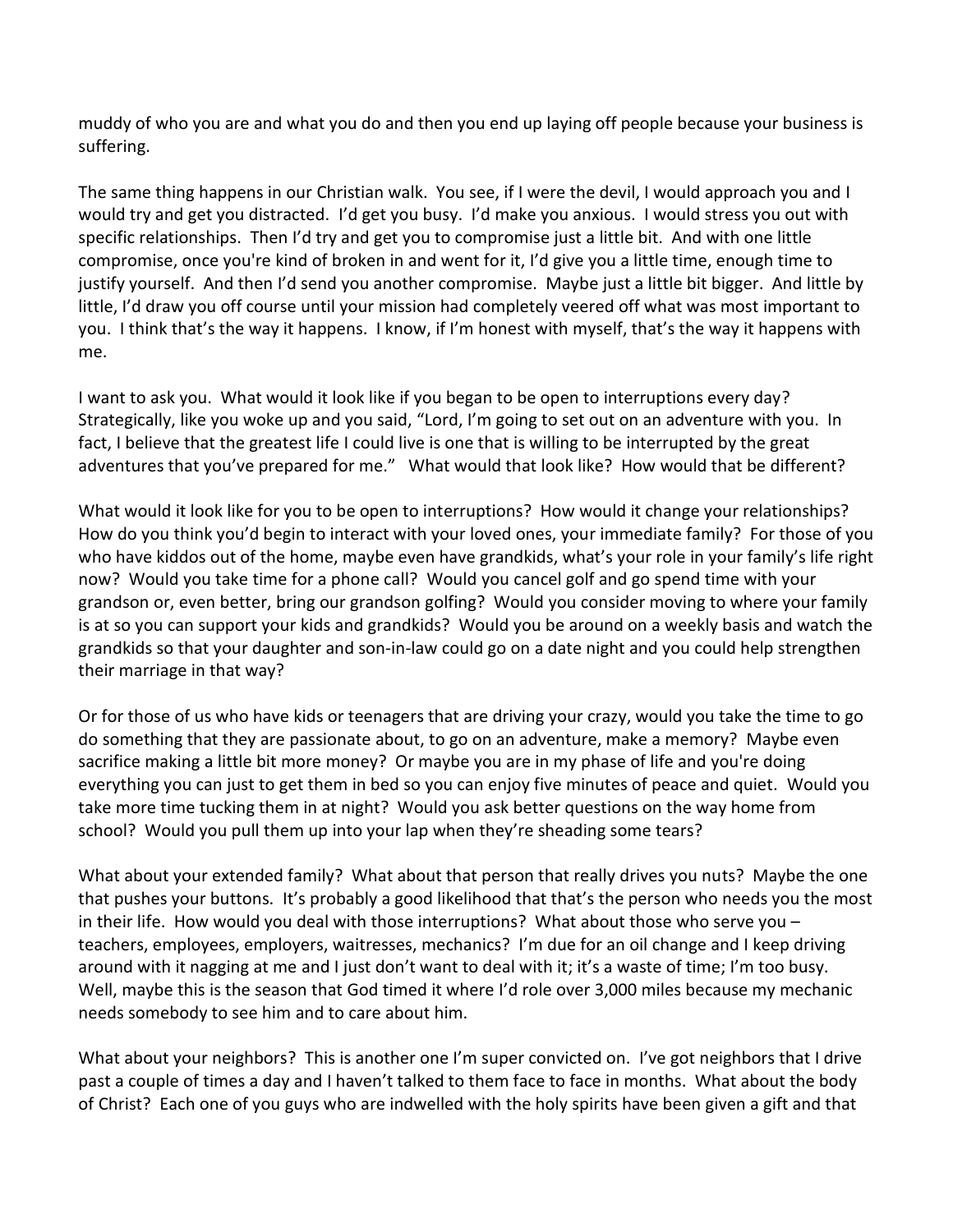muddy of who you are and what you do and then you end up laying off people because your business is suffering.

The same thing happens in our Christian walk. You see, if I were the devil, I would approach you and I would try and get you distracted. I'd get you busy. I'd make you anxious. I would stress you out with specific relationships. Then I'd try and get you to compromise just a little bit. And with one little compromise, once you're kind of broken in and went for it, I'd give you a little time, enough time to justify yourself. And then I'd send you another compromise. Maybe just a little bit bigger. And little by little, I'd draw you off course until your mission had completely veered off what was most important to you. I think that's the way it happens. I know, if I'm honest with myself, that's the way it happens with me.

I want to ask you. What would it look like if you began to be open to interruptions every day? Strategically, like you woke up and you said, "Lord, I'm going to set out on an adventure with you. In fact, I believe that the greatest life I could live is one that is willing to be interrupted by the great adventures that you've prepared for me." What would that look like? How would that be different?

What would it look like for you to be open to interruptions? How would it change your relationships? How do you think you'd begin to interact with your loved ones, your immediate family? For those of you who have kiddos out of the home, maybe even have grandkids, what's your role in your family's life right now? Would you take time for a phone call? Would you cancel golf and go spend time with your grandson or, even better, bring our grandson golfing? Would you consider moving to where your family is at so you can support your kids and grandkids? Would you be around on a weekly basis and watch the grandkids so that your daughter and son-in-law could go on a date night and you could help strengthen their marriage in that way?

Or for those of us who have kids or teenagers that are driving your crazy, would you take the time to go do something that they are passionate about, to go on an adventure, make a memory? Maybe even sacrifice making a little bit more money? Or maybe you are in my phase of life and you're doing everything you can just to get them in bed so you can enjoy five minutes of peace and quiet. Would you take more time tucking them in at night? Would you ask better questions on the way home from school? Would you pull them up into your lap when they're sheading some tears?

What about your extended family? What about that person that really drives you nuts? Maybe the one that pushes your buttons. It's probably a good likelihood that that's the person who needs you the most in their life. How would you deal with those interruptions? What about those who serve you – teachers, employees, employers, waitresses, mechanics? I'm due for an oil change and I keep driving around with it nagging at me and I just don't want to deal with it; it's a waste of time; I'm too busy. Well, maybe this is the season that God timed it where I'd role over 3,000 miles because my mechanic needs somebody to see him and to care about him.

What about your neighbors? This is another one I'm super convicted on. I've got neighbors that I drive past a couple of times a day and I haven't talked to them face to face in months. What about the body of Christ? Each one of you guys who are indwelled with the holy spirits have been given a gift and that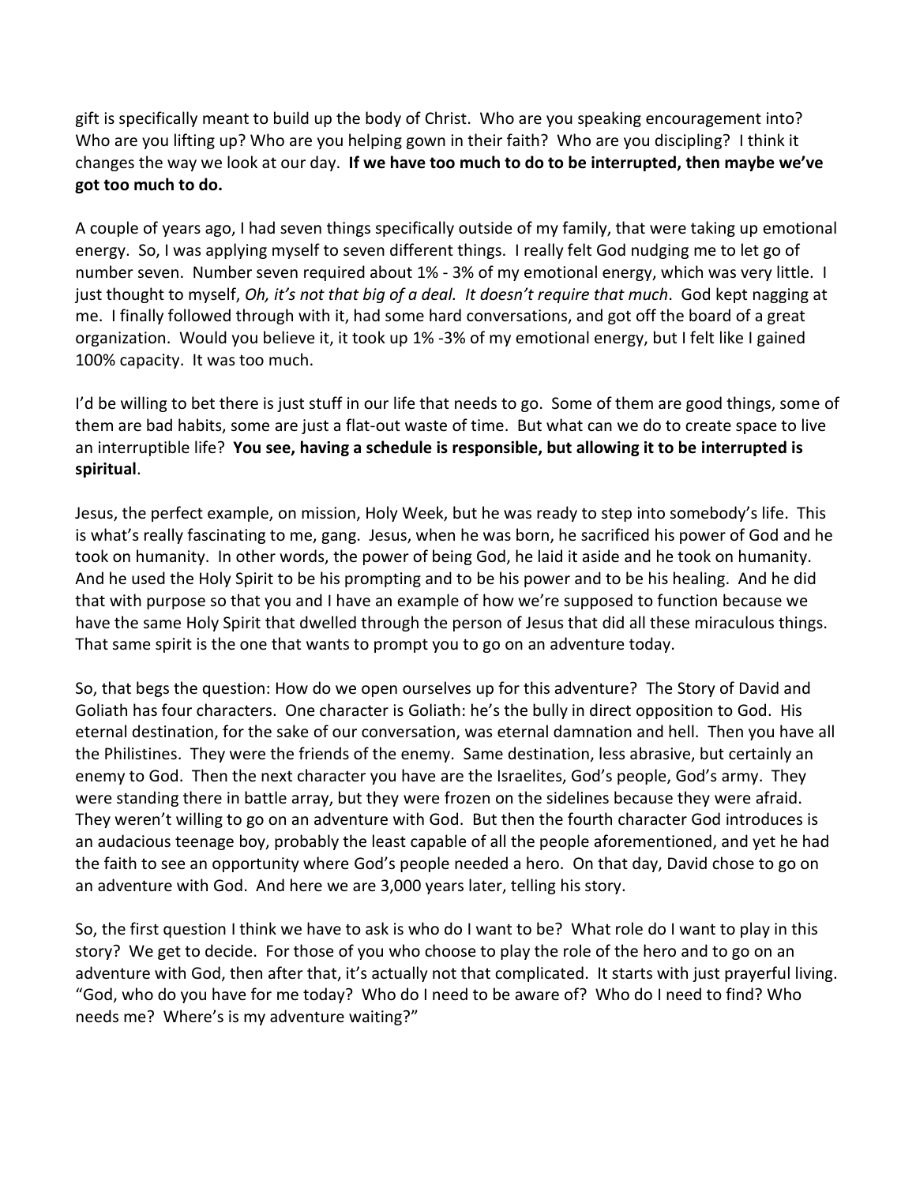gift is specifically meant to build up the body of Christ. Who are you speaking encouragement into? Who are you lifting up? Who are you helping gown in their faith? Who are you discipling? I think it changes the way we look at our day. **If we have too much to do to be interrupted, then maybe we've got too much to do.**

A couple of years ago, I had seven things specifically outside of my family, that were taking up emotional energy. So, I was applying myself to seven different things. I really felt God nudging me to let go of number seven. Number seven required about 1% - 3% of my emotional energy, which was very little. I just thought to myself, *Oh, it's not that big of a deal. It doesn't require that much*. God kept nagging at me. I finally followed through with it, had some hard conversations, and got off the board of a great organization. Would you believe it, it took up 1% -3% of my emotional energy, but I felt like I gained 100% capacity. It was too much.

I'd be willing to bet there is just stuff in our life that needs to go. Some of them are good things, some of them are bad habits, some are just a flat-out waste of time. But what can we do to create space to live an interruptible life? **You see, having a schedule is responsible, but allowing it to be interrupted is spiritual**.

Jesus, the perfect example, on mission, Holy Week, but he was ready to step into somebody's life. This is what's really fascinating to me, gang. Jesus, when he was born, he sacrificed his power of God and he took on humanity. In other words, the power of being God, he laid it aside and he took on humanity. And he used the Holy Spirit to be his prompting and to be his power and to be his healing. And he did that with purpose so that you and I have an example of how we're supposed to function because we have the same Holy Spirit that dwelled through the person of Jesus that did all these miraculous things. That same spirit is the one that wants to prompt you to go on an adventure today.

So, that begs the question: How do we open ourselves up for this adventure? The Story of David and Goliath has four characters. One character is Goliath: he's the bully in direct opposition to God. His eternal destination, for the sake of our conversation, was eternal damnation and hell. Then you have all the Philistines. They were the friends of the enemy. Same destination, less abrasive, but certainly an enemy to God. Then the next character you have are the Israelites, God's people, God's army. They were standing there in battle array, but they were frozen on the sidelines because they were afraid. They weren't willing to go on an adventure with God. But then the fourth character God introduces is an audacious teenage boy, probably the least capable of all the people aforementioned, and yet he had the faith to see an opportunity where God's people needed a hero. On that day, David chose to go on an adventure with God. And here we are 3,000 years later, telling his story.

So, the first question I think we have to ask is who do I want to be? What role do I want to play in this story? We get to decide. For those of you who choose to play the role of the hero and to go on an adventure with God, then after that, it's actually not that complicated. It starts with just prayerful living. "God, who do you have for me today? Who do I need to be aware of? Who do I need to find? Who needs me? Where's is my adventure waiting?"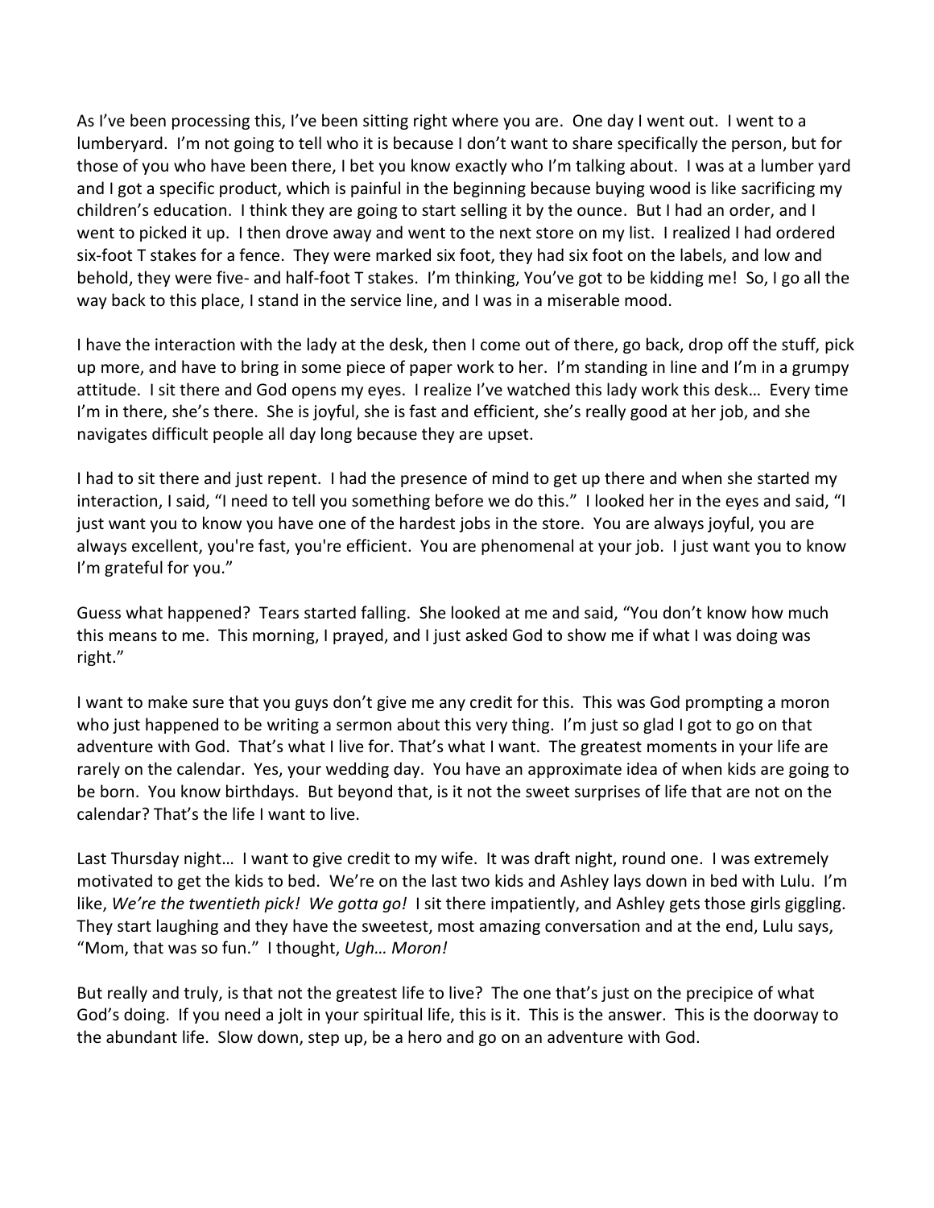As I've been processing this, I've been sitting right where you are. One day I went out. I went to a lumberyard. I'm not going to tell who it is because I don't want to share specifically the person, but for those of you who have been there, I bet you know exactly who I'm talking about. I was at a lumber yard and I got a specific product, which is painful in the beginning because buying wood is like sacrificing my children's education. I think they are going to start selling it by the ounce. But I had an order, and I went to picked it up. I then drove away and went to the next store on my list. I realized I had ordered six-foot T stakes for a fence. They were marked six foot, they had six foot on the labels, and low and behold, they were five- and half-foot T stakes. I'm thinking, You've got to be kidding me! So, I go all the way back to this place, I stand in the service line, and I was in a miserable mood.

I have the interaction with the lady at the desk, then I come out of there, go back, drop off the stuff, pick up more, and have to bring in some piece of paper work to her. I'm standing in line and I'm in a grumpy attitude. I sit there and God opens my eyes. I realize I've watched this lady work this desk… Every time I'm in there, she's there. She is joyful, she is fast and efficient, she's really good at her job, and she navigates difficult people all day long because they are upset.

I had to sit there and just repent. I had the presence of mind to get up there and when she started my interaction, I said, "I need to tell you something before we do this." I looked her in the eyes and said, "I just want you to know you have one of the hardest jobs in the store. You are always joyful, you are always excellent, you're fast, you're efficient. You are phenomenal at your job. I just want you to know I'm grateful for you."

Guess what happened? Tears started falling. She looked at me and said, "You don't know how much this means to me. This morning, I prayed, and I just asked God to show me if what I was doing was right."

I want to make sure that you guys don't give me any credit for this. This was God prompting a moron who just happened to be writing a sermon about this very thing. I'm just so glad I got to go on that adventure with God. That's what I live for. That's what I want. The greatest moments in your life are rarely on the calendar. Yes, your wedding day. You have an approximate idea of when kids are going to be born. You know birthdays. But beyond that, is it not the sweet surprises of life that are not on the calendar? That's the life I want to live.

Last Thursday night… I want to give credit to my wife. It was draft night, round one. I was extremely motivated to get the kids to bed. We're on the last two kids and Ashley lays down in bed with Lulu. I'm like, *We're the twentieth pick! We gotta go!* I sit there impatiently, and Ashley gets those girls giggling. They start laughing and they have the sweetest, most amazing conversation and at the end, Lulu says, "Mom, that was so fun." I thought, *Ugh… Moron!*

But really and truly, is that not the greatest life to live? The one that's just on the precipice of what God's doing. If you need a jolt in your spiritual life, this is it. This is the answer. This is the doorway to the abundant life. Slow down, step up, be a hero and go on an adventure with God.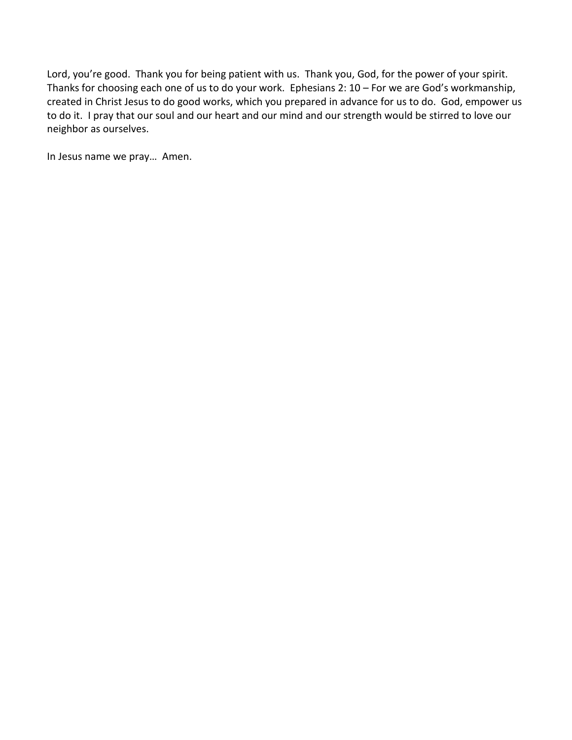Lord, you're good. Thank you for being patient with us. Thank you, God, for the power of your spirit. Thanks for choosing each one of us to do your work. Ephesians 2: 10 – For we are God's workmanship, created in Christ Jesus to do good works, which you prepared in advance for us to do. God, empower us to do it. I pray that our soul and our heart and our mind and our strength would be stirred to love our neighbor as ourselves.

In Jesus name we pray… Amen.